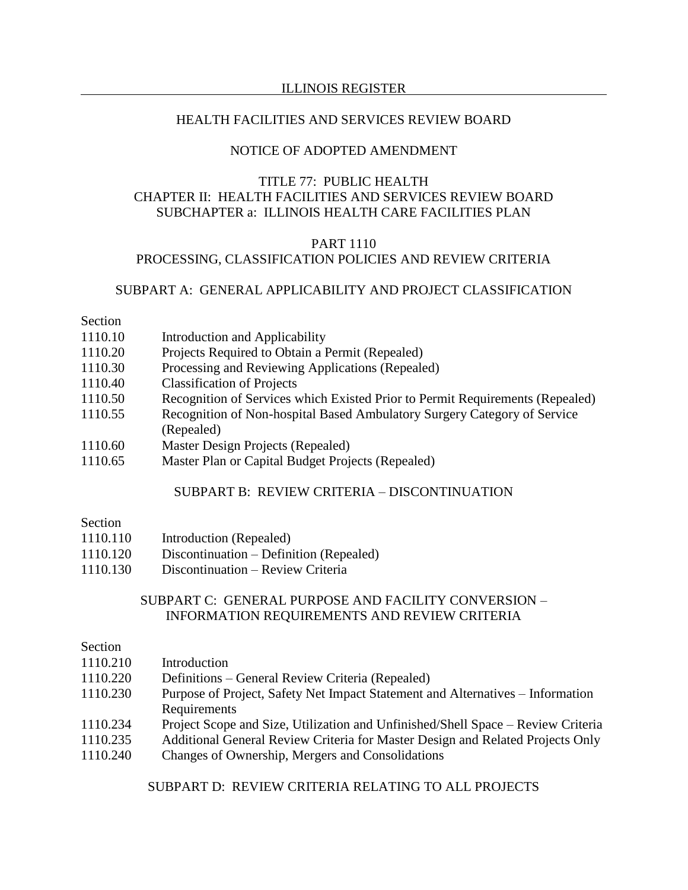ILLINOIS REGISTER

HEALTH FACILITIES AND SERVICES REVIEW BOARD

NOTICE OF ADOPTED AMENDMENT

# TITLE 77: PUBLIC HEALTH
## CHAPTER II: HEALTH FACILITIES AND SERVICES REVIEW BOARD
## SUBCHAPTER a: ILLINOIS HEALTH CARE FACILITIES PLAN

## PART 1110
## PROCESSING, CLASSIFICATION POLICIES AND REVIEW CRITERIA

### SUBPART A: GENERAL APPLICABILITY AND PROJECT CLASSIFICATION

| Section | |
|---|---|
| 1110.10 | Introduction and Applicability |
| 1110.20 | Projects Required to Obtain a Permit (Repealed) |
| 1110.30 | Processing and Reviewing Applications (Repealed) |
| 1110.40 | Classification of Projects |
| 1110.50 | Recognition of Services which Existed Prior to Permit Requirements (Repealed) |
| 1110.55 | Recognition of Non-hospital Based Ambulatory Surgery Category of Service (Repealed) |
| 1110.60 | Master Design Projects (Repealed) |
| 1110.65 | Master Plan or Capital Budget Projects (Repealed) |

### SUBPART B: REVIEW CRITERIA – DISCONTINUATION

| Section | |
|---|---|
| 1110.110 | Introduction (Repealed) |
| 1110.120 | Discontinuation – Definition (Repealed) |
| 1110.130 | Discontinuation – Review Criteria |

### SUBPART C: GENERAL PURPOSE AND FACILITY CONVERSION – INFORMATION REQUIREMENTS AND REVIEW CRITERIA

| Section | |
|---|---|
| 1110.210 | Introduction |
| 1110.220 | Definitions – General Review Criteria (Repealed) |
| 1110.230 | Purpose of Project, Safety Net Impact Statement and Alternatives – Information Requirements |
| 1110.234 | Project Scope and Size, Utilization and Unfinished/Shell Space – Review Criteria |
| 1110.235 | Additional General Review Criteria for Master Design and Related Projects Only |
| 1110.240 | Changes of Ownership, Mergers and Consolidations |

### SUBPART D: REVIEW CRITERIA RELATING TO ALL PROJECTS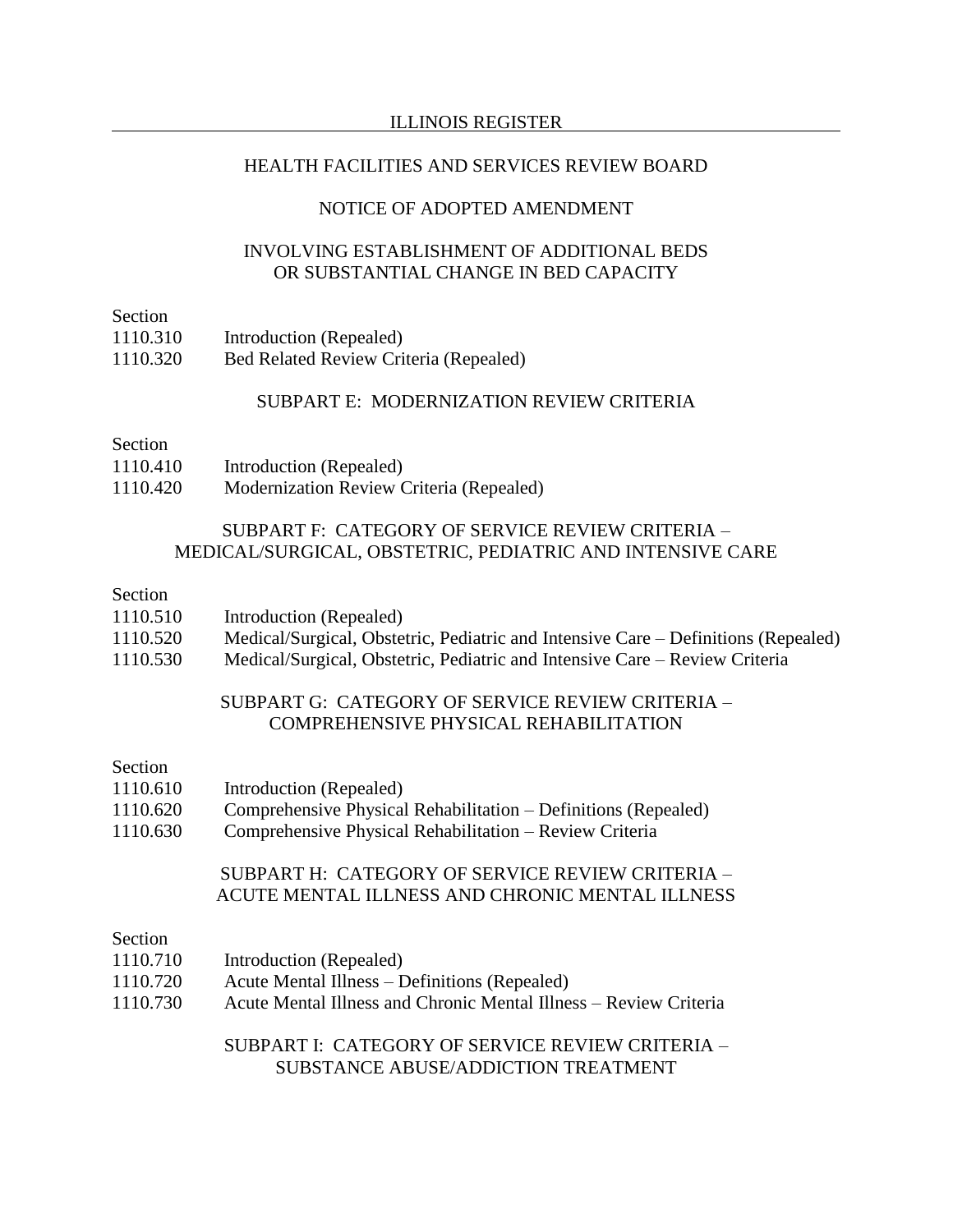HEALTH FACILITIES AND SERVICES REVIEW BOARD

NOTICE OF ADOPTED AMENDMENT

INVOLVING ESTABLISHMENT OF ADDITIONAL BEDS
OR SUBSTANTIAL CHANGE IN BED CAPACITY

Section
1110.310 Introduction (Repealed)
1110.320 Bed Related Review Criteria (Repealed)

SUBPART E: MODERNIZATION REVIEW CRITERIA

Section
1110.410 Introduction (Repealed)
1110.420 Modernization Review Criteria (Repealed)

SUBPART F: CATEGORY OF SERVICE REVIEW CRITERIA –
MEDICAL/SURGICAL, OBSTETRIC, PEDIATRIC AND INTENSIVE CARE

Section
1110.510 Introduction (Repealed)
1110.520 Medical/Surgical, Obstetric, Pediatric and Intensive Care – Definitions (Repealed)
1110.530 Medical/Surgical, Obstetric, Pediatric and Intensive Care – Review Criteria

SUBPART G: CATEGORY OF SERVICE REVIEW CRITERIA –
COMPREHENSIVE PHYSICAL REHABILITATION

Section
1110.610 Introduction (Repealed)
1110.620 Comprehensive Physical Rehabilitation – Definitions (Repealed)
1110.630 Comprehensive Physical Rehabilitation – Review Criteria

SUBPART H: CATEGORY OF SERVICE REVIEW CRITERIA –
ACUTE MENTAL ILLNESS AND CHRONIC MENTAL ILLNESS

Section
1110.710 Introduction (Repealed)
1110.720 Acute Mental Illness – Definitions (Repealed)
1110.730 Acute Mental Illness and Chronic Mental Illness – Review Criteria

SUBPART I: CATEGORY OF SERVICE REVIEW CRITERIA –
SUBSTANCE ABUSE/ADDICTION TREATMENT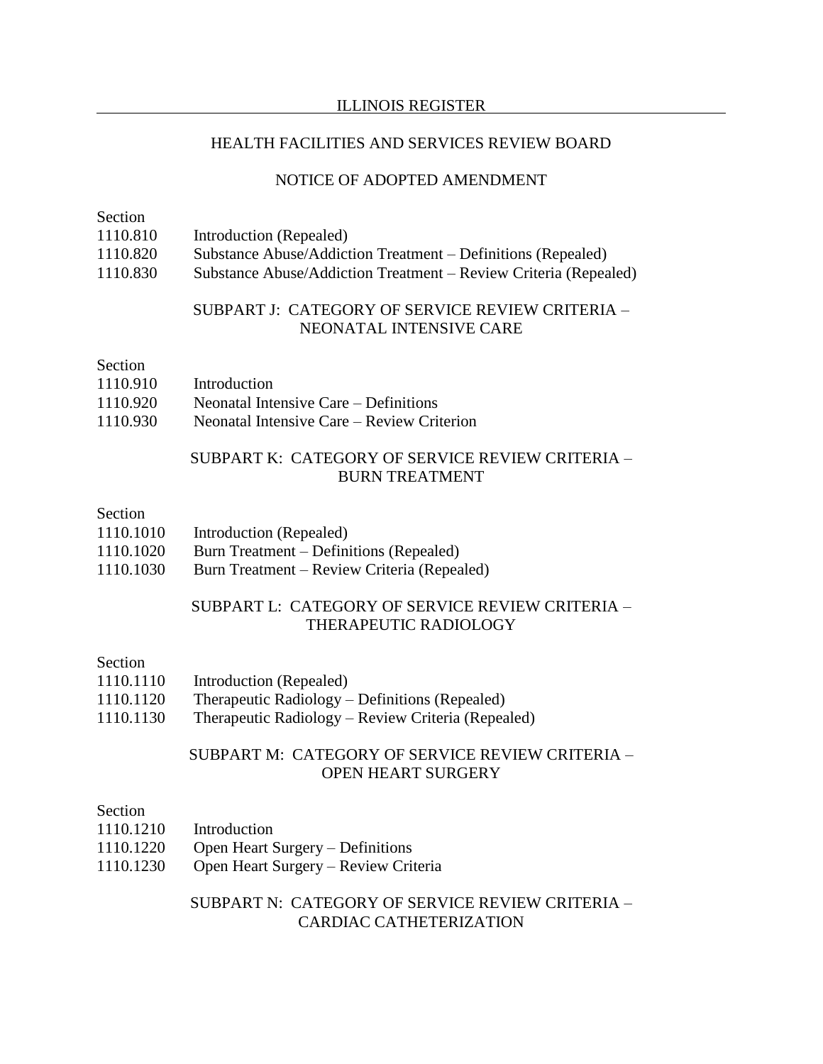Section

1110.810 Introduction (Repealed)
1110.820 Substance Abuse/Addiction Treatment – Definitions (Repealed)
1110.830 Substance Abuse/Addiction Treatment – Review Criteria (Repealed)

## SUBPART J: CATEGORY OF SERVICE REVIEW CRITERIA – NEONATAL INTENSIVE CARE

Section

1110.910 Introduction
1110.920 Neonatal Intensive Care – Definitions
1110.930 Neonatal Intensive Care – Review Criterion

## SUBPART K: CATEGORY OF SERVICE REVIEW CRITERIA – BURN TREATMENT

Section

1110.1010 Introduction (Repealed)
1110.1020 Burn Treatment – Definitions (Repealed)
1110.1030 Burn Treatment – Review Criteria (Repealed)

## SUBPART L: CATEGORY OF SERVICE REVIEW CRITERIA – THERAPEUTIC RADIOLOGY

Section

1110.1110 Introduction (Repealed)
1110.1120 Therapeutic Radiology – Definitions (Repealed)
1110.1130 Therapeutic Radiology – Review Criteria (Repealed)

## SUBPART M: CATEGORY OF SERVICE REVIEW CRITERIA – OPEN HEART SURGERY

Section

1110.1210 Introduction
1110.1220 Open Heart Surgery – Definitions
1110.1230 Open Heart Surgery – Review Criteria

## SUBPART N: CATEGORY OF SERVICE REVIEW CRITERIA – CARDIAC CATHETERIZATION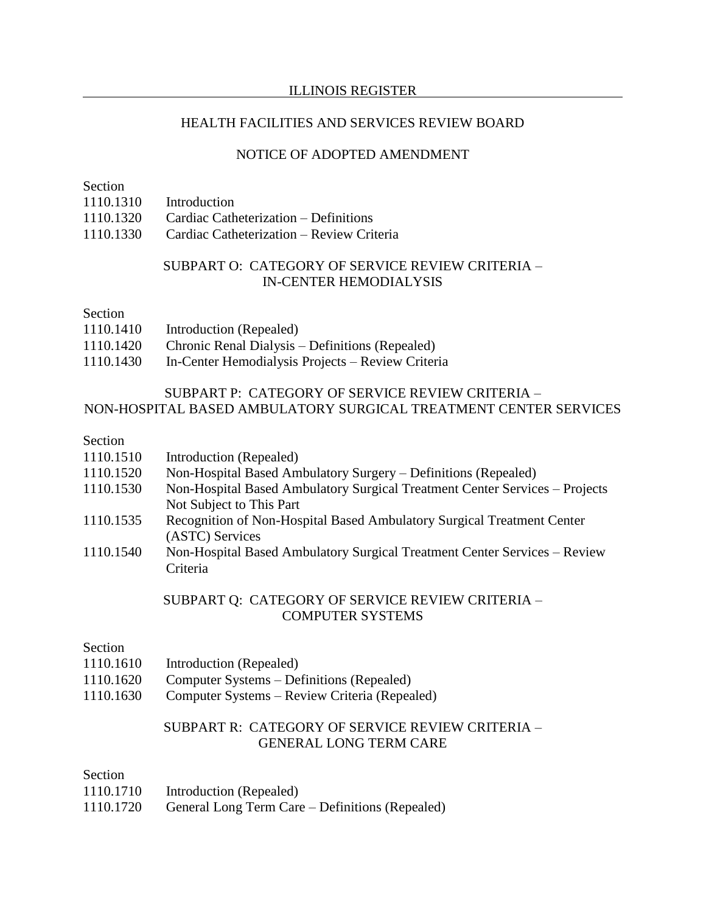Section

1110.1310 Introduction
1110.1320 Cardiac Catheterization – Definitions
1110.1330 Cardiac Catheterization – Review Criteria

SUBPART O: CATEGORY OF SERVICE REVIEW CRITERIA – IN-CENTER HEMODIALYSIS

Section

1110.1410 Introduction (Repealed)
1110.1420 Chronic Renal Dialysis – Definitions (Repealed)
1110.1430 In-Center Hemodialysis Projects – Review Criteria

SUBPART P: CATEGORY OF SERVICE REVIEW CRITERIA – NON-HOSPITAL BASED AMBULATORY SURGICAL TREATMENT CENTER SERVICES

Section

1110.1510 Introduction (Repealed)
1110.1520 Non-Hospital Based Ambulatory Surgery – Definitions (Repealed)
1110.1530 Non-Hospital Based Ambulatory Surgical Treatment Center Services – Projects Not Subject to This Part
1110.1535 Recognition of Non-Hospital Based Ambulatory Surgical Treatment Center (ASTC) Services
1110.1540 Non-Hospital Based Ambulatory Surgical Treatment Center Services – Review Criteria

SUBPART Q: CATEGORY OF SERVICE REVIEW CRITERIA – COMPUTER SYSTEMS

Section

1110.1610 Introduction (Repealed)
1110.1620 Computer Systems – Definitions (Repealed)
1110.1630 Computer Systems – Review Criteria (Repealed)

SUBPART R: CATEGORY OF SERVICE REVIEW CRITERIA – GENERAL LONG TERM CARE

Section

1110.1710 Introduction (Repealed)
1110.1720 General Long Term Care – Definitions (Repealed)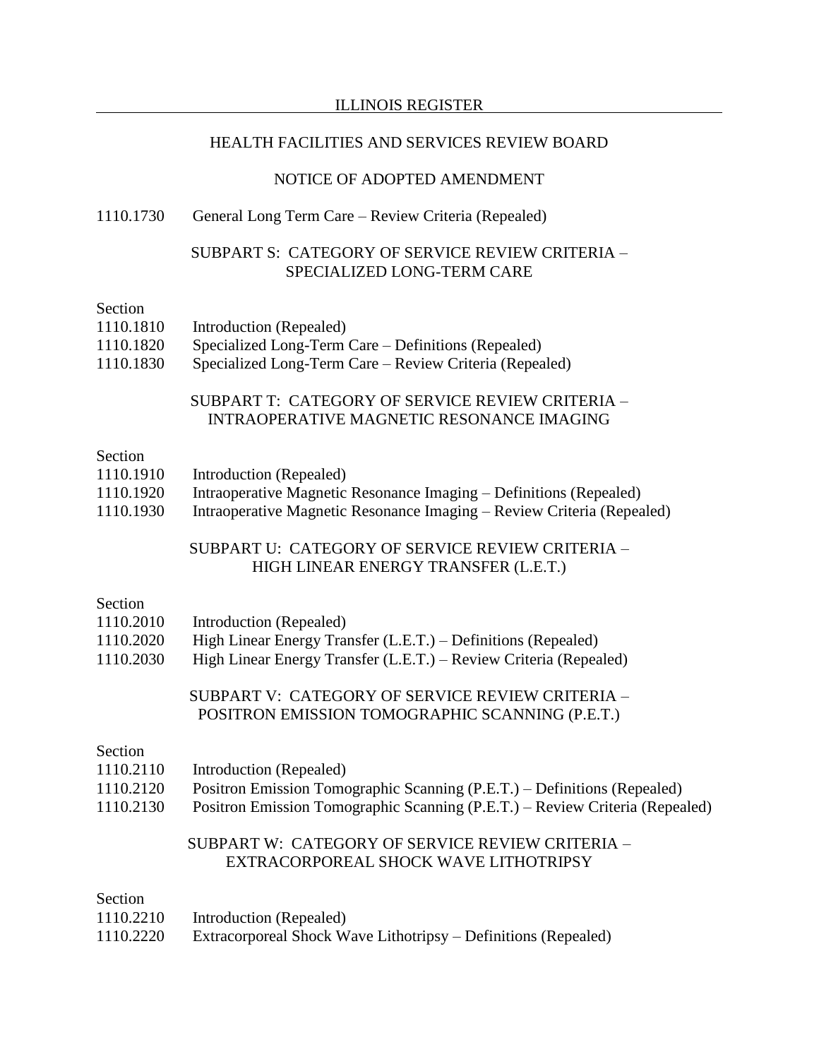1110.1730 General Long Term Care – Review Criteria (Repealed)

SUBPART S: CATEGORY OF SERVICE REVIEW CRITERIA – SPECIALIZED LONG-TERM CARE

Section
1110.1810 Introduction (Repealed)
1110.1820 Specialized Long-Term Care – Definitions (Repealed)
1110.1830 Specialized Long-Term Care – Review Criteria (Repealed)

SUBPART T: CATEGORY OF SERVICE REVIEW CRITERIA – INTRAOPERATIVE MAGNETIC RESONANCE IMAGING

Section
1110.1910 Introduction (Repealed)
1110.1920 Intraoperative Magnetic Resonance Imaging – Definitions (Repealed)
1110.1930 Intraoperative Magnetic Resonance Imaging – Review Criteria (Repealed)

SUBPART U: CATEGORY OF SERVICE REVIEW CRITERIA – HIGH LINEAR ENERGY TRANSFER (L.E.T.)

Section
1110.2010 Introduction (Repealed)
1110.2020 High Linear Energy Transfer (L.E.T.) – Definitions (Repealed)
1110.2030 High Linear Energy Transfer (L.E.T.) – Review Criteria (Repealed)

SUBPART V: CATEGORY OF SERVICE REVIEW CRITERIA – POSITRON EMISSION TOMOGRAPHIC SCANNING (P.E.T.)

Section
1110.2110 Introduction (Repealed)
1110.2120 Positron Emission Tomographic Scanning (P.E.T.) – Definitions (Repealed)
1110.2130 Positron Emission Tomographic Scanning (P.E.T.) – Review Criteria (Repealed)

SUBPART W: CATEGORY OF SERVICE REVIEW CRITERIA – EXTRACORPOREAL SHOCK WAVE LITHOTRIPSY

Section
1110.2210 Introduction (Repealed)
1110.2220 Extracorporeal Shock Wave Lithotripsy – Definitions (Repealed)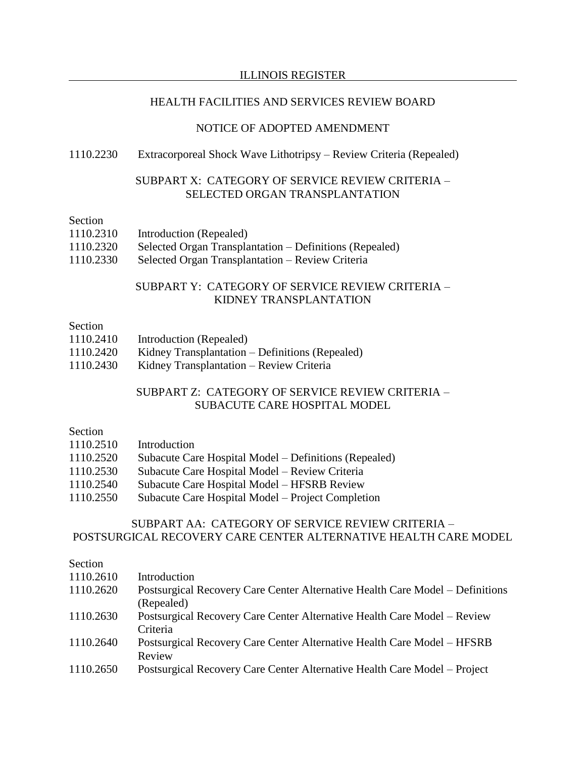1110.2230 Extracorporeal Shock Wave Lithotripsy – Review Criteria (Repealed)

## SUBPART X: CATEGORY OF SERVICE REVIEW CRITERIA – SELECTED ORGAN TRANSPLANTATION

Section

1110.2310 Introduction (Repealed)
1110.2320 Selected Organ Transplantation – Definitions (Repealed)
1110.2330 Selected Organ Transplantation – Review Criteria

## SUBPART Y: CATEGORY OF SERVICE REVIEW CRITERIA – KIDNEY TRANSPLANTATION

Section

1110.2410 Introduction (Repealed)
1110.2420 Kidney Transplantation – Definitions (Repealed)
1110.2430 Kidney Transplantation – Review Criteria

## SUBPART Z: CATEGORY OF SERVICE REVIEW CRITERIA – SUBACUTE CARE HOSPITAL MODEL

Section

1110.2510 Introduction
1110.2520 Subacute Care Hospital Model – Definitions (Repealed)
1110.2530 Subacute Care Hospital Model – Review Criteria
1110.2540 Subacute Care Hospital Model – HFSRB Review
1110.2550 Subacute Care Hospital Model – Project Completion

## SUBPART AA: CATEGORY OF SERVICE REVIEW CRITERIA – POSTSURGICAL RECOVERY CARE CENTER ALTERNATIVE HEALTH CARE MODEL

Section

1110.2610 Introduction
1110.2620 Postsurgical Recovery Care Center Alternative Health Care Model – Definitions (Repealed)
1110.2630 Postsurgical Recovery Care Center Alternative Health Care Model – Review Criteria
1110.2640 Postsurgical Recovery Care Center Alternative Health Care Model – HFSRB Review
1110.2650 Postsurgical Recovery Care Center Alternative Health Care Model – Project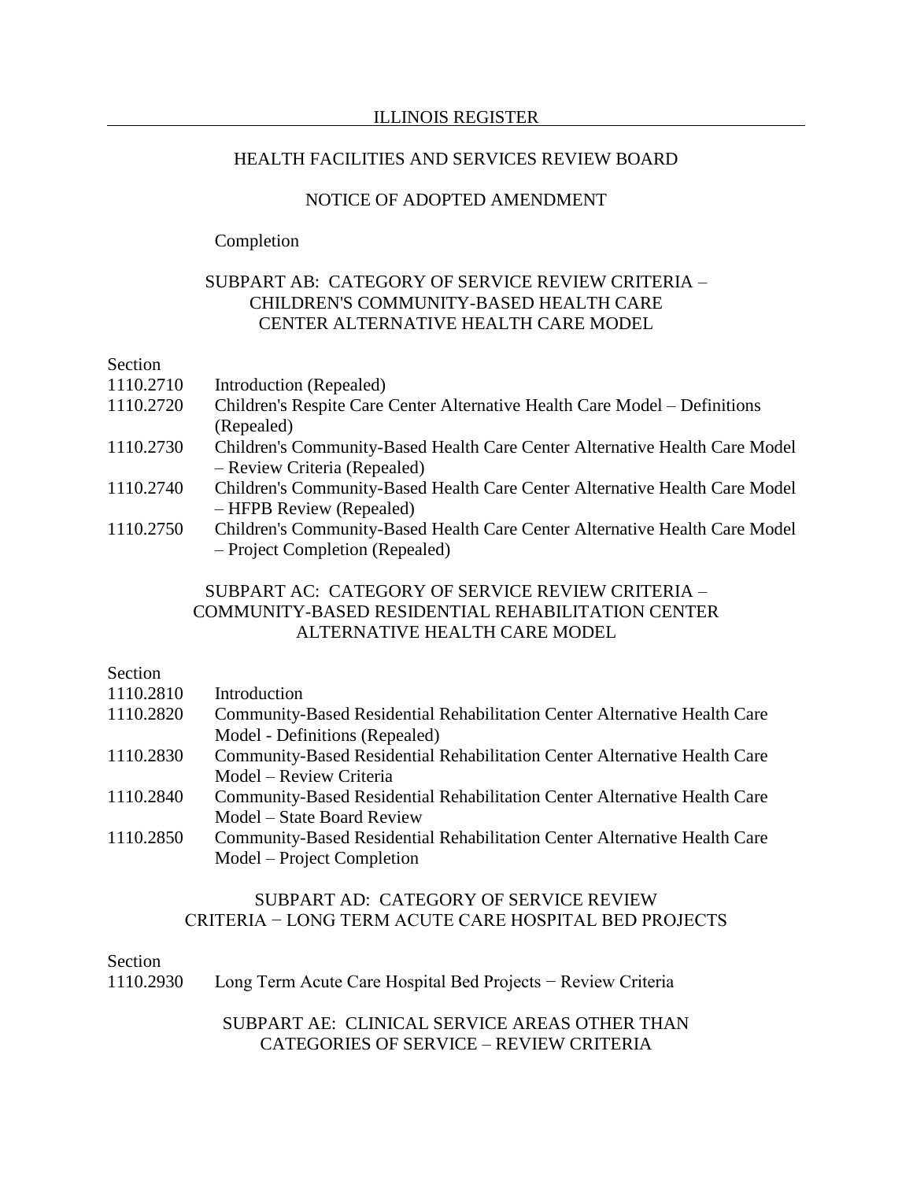Completion

SUBPART AB: CATEGORY OF SERVICE REVIEW CRITERIA – CHILDREN'S COMMUNITY-BASED HEALTH CARE CENTER ALTERNATIVE HEALTH CARE MODEL

| Section | |
|---|---|
| 1110.2710 | Introduction (Repealed) |
| 1110.2720 | Children's Respite Care Center Alternative Health Care Model – Definitions (Repealed) |
| 1110.2730 | Children's Community-Based Health Care Center Alternative Health Care Model – Review Criteria (Repealed) |
| 1110.2740 | Children's Community-Based Health Care Center Alternative Health Care Model – HFPB Review (Repealed) |
| 1110.2750 | Children's Community-Based Health Care Center Alternative Health Care Model – Project Completion (Repealed) |

SUBPART AC: CATEGORY OF SERVICE REVIEW CRITERIA – COMMUNITY-BASED RESIDENTIAL REHABILITATION CENTER ALTERNATIVE HEALTH CARE MODEL

| Section | |
|---|---|
| 1110.2810 | Introduction |
| 1110.2820 | Community-Based Residential Rehabilitation Center Alternative Health Care Model - Definitions (Repealed) |
| 1110.2830 | Community-Based Residential Rehabilitation Center Alternative Health Care Model – Review Criteria |
| 1110.2840 | Community-Based Residential Rehabilitation Center Alternative Health Care Model – State Board Review |
| 1110.2850 | Community-Based Residential Rehabilitation Center Alternative Health Care Model – Project Completion |

SUBPART AD: CATEGORY OF SERVICE REVIEW CRITERIA − LONG TERM ACUTE CARE HOSPITAL BED PROJECTS

| Section | |
|---|---|
| 1110.2930 | Long Term Acute Care Hospital Bed Projects − Review Criteria |

SUBPART AE: CLINICAL SERVICE AREAS OTHER THAN CATEGORIES OF SERVICE – REVIEW CRITERIA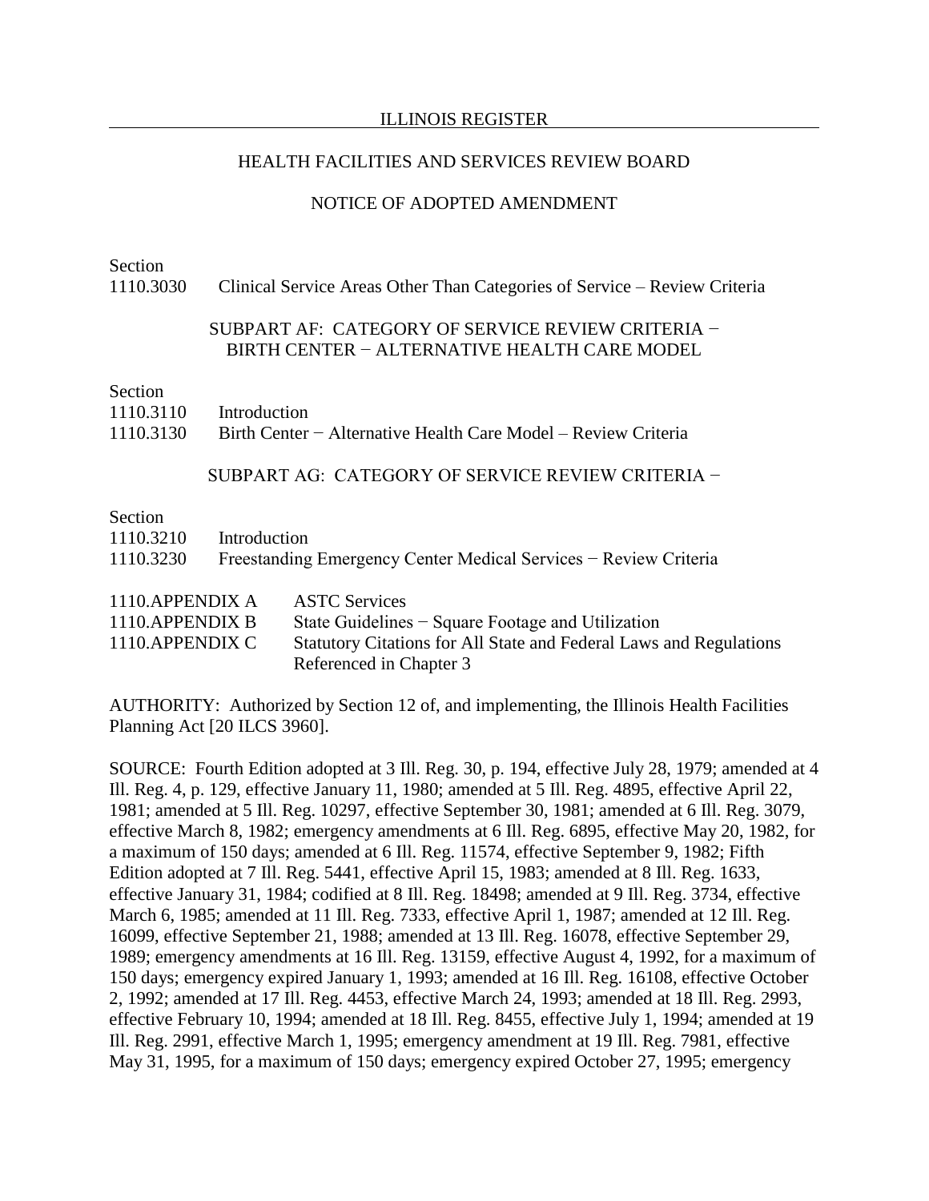HEALTH FACILITIES AND SERVICES REVIEW BOARD

NOTICE OF ADOPTED AMENDMENT

Section
1110.3030 Clinical Service Areas Other Than Categories of Service – Review Criteria

SUBPART AF: CATEGORY OF SERVICE REVIEW CRITERIA − BIRTH CENTER − ALTERNATIVE HEALTH CARE MODEL

Section
1110.3110 Introduction
1110.3130 Birth Center − Alternative Health Care Model – Review Criteria

SUBPART AG: CATEGORY OF SERVICE REVIEW CRITERIA −

Section
1110.3210 Introduction
1110.3230 Freestanding Emergency Center Medical Services − Review Criteria

1110.APPENDIX A ASTC Services
1110.APPENDIX B State Guidelines − Square Footage and Utilization
1110.APPENDIX C Statutory Citations for All State and Federal Laws and Regulations Referenced in Chapter 3

AUTHORITY: Authorized by Section 12 of, and implementing, the Illinois Health Facilities Planning Act [20 ILCS 3960].

SOURCE: Fourth Edition adopted at 3 Ill. Reg. 30, p. 194, effective July 28, 1979; amended at 4 Ill. Reg. 4, p. 129, effective January 11, 1980; amended at 5 Ill. Reg. 4895, effective April 22, 1981; amended at 5 Ill. Reg. 10297, effective September 30, 1981; amended at 6 Ill. Reg. 3079, effective March 8, 1982; emergency amendments at 6 Ill. Reg. 6895, effective May 20, 1982, for a maximum of 150 days; amended at 6 Ill. Reg. 11574, effective September 9, 1982; Fifth Edition adopted at 7 Ill. Reg. 5441, effective April 15, 1983; amended at 8 Ill. Reg. 1633, effective January 31, 1984; codified at 8 Ill. Reg. 18498; amended at 9 Ill. Reg. 3734, effective March 6, 1985; amended at 11 Ill. Reg. 7333, effective April 1, 1987; amended at 12 Ill. Reg. 16099, effective September 21, 1988; amended at 13 Ill. Reg. 16078, effective September 29, 1989; emergency amendments at 16 Ill. Reg. 13159, effective August 4, 1992, for a maximum of 150 days; emergency expired January 1, 1993; amended at 16 Ill. Reg. 16108, effective October 2, 1992; amended at 17 Ill. Reg. 4453, effective March 24, 1993; amended at 18 Ill. Reg. 2993, effective February 10, 1994; amended at 18 Ill. Reg. 8455, effective July 1, 1994; amended at 19 Ill. Reg. 2991, effective March 1, 1995; emergency amendment at 19 Ill. Reg. 7981, effective May 31, 1995, for a maximum of 150 days; emergency expired October 27, 1995; emergency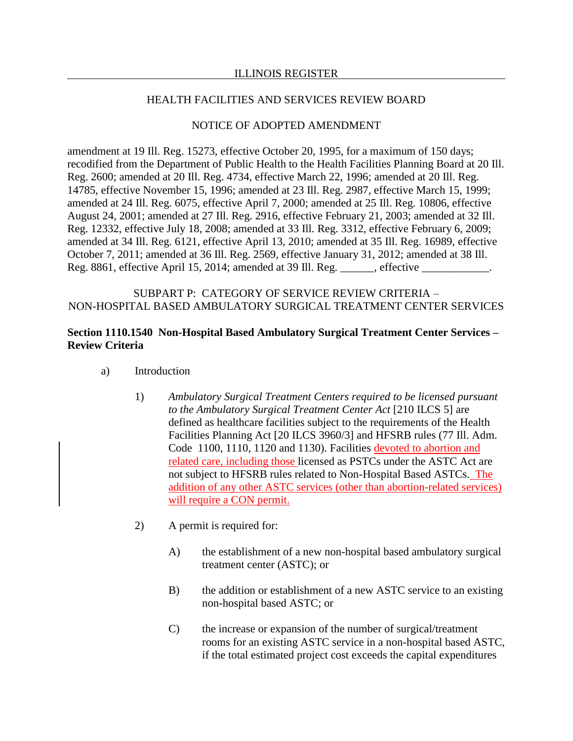amendment at 19 Ill. Reg. 15273, effective October 20, 1995, for a maximum of 150 days; recodified from the Department of Public Health to the Health Facilities Planning Board at 20 Ill. Reg. 2600; amended at 20 Ill. Reg. 4734, effective March 22, 1996; amended at 20 Ill. Reg. 14785, effective November 15, 1996; amended at 23 Ill. Reg. 2987, effective March 15, 1999; amended at 24 Ill. Reg. 6075, effective April 7, 2000; amended at 25 Ill. Reg. 10806, effective August 24, 2001; amended at 27 Ill. Reg. 2916, effective February 21, 2003; amended at 32 Ill. Reg. 12332, effective July 18, 2008; amended at 33 Ill. Reg. 3312, effective February 6, 2009; amended at 34 Ill. Reg. 6121, effective April 13, 2010; amended at 35 Ill. Reg. 16989, effective October 7, 2011; amended at 36 Ill. Reg. 2569, effective January 31, 2012; amended at 38 Ill. Reg. 8861, effective April 15, 2014; amended at 39 Ill. Reg. ______, effective ____________.

SUBPART P: CATEGORY OF SERVICE REVIEW CRITERIA – NON-HOSPITAL BASED AMBULATORY SURGICAL TREATMENT CENTER SERVICES

**Section 1110.1540 Non-Hospital Based Ambulatory Surgical Treatment Center Services – Review Criteria**

a) Introduction

1) *Ambulatory Surgical Treatment Centers required to be licensed pursuant to the Ambulatory Surgical Treatment Center Act* [210 ILCS 5] are defined as healthcare facilities subject to the requirements of the Health Facilities Planning Act [20 ILCS 3960/3] and HFSRB rules (77 Ill. Adm. Code 1100, 1110, 1120 and 1130). Facilities devoted to abortion and related care, including those licensed as PSTCs under the ASTC Act are not subject to HFSRB rules related to Non-Hospital Based ASTCs. The addition of any other ASTC services (other than abortion-related services) will require a CON permit.

2) A permit is required for:

A) the establishment of a new non-hospital based ambulatory surgical treatment center (ASTC); or

B) the addition or establishment of a new ASTC service to an existing non-hospital based ASTC; or

C) the increase or expansion of the number of surgical/treatment rooms for an existing ASTC service in a non-hospital based ASTC, if the total estimated project cost exceeds the capital expenditures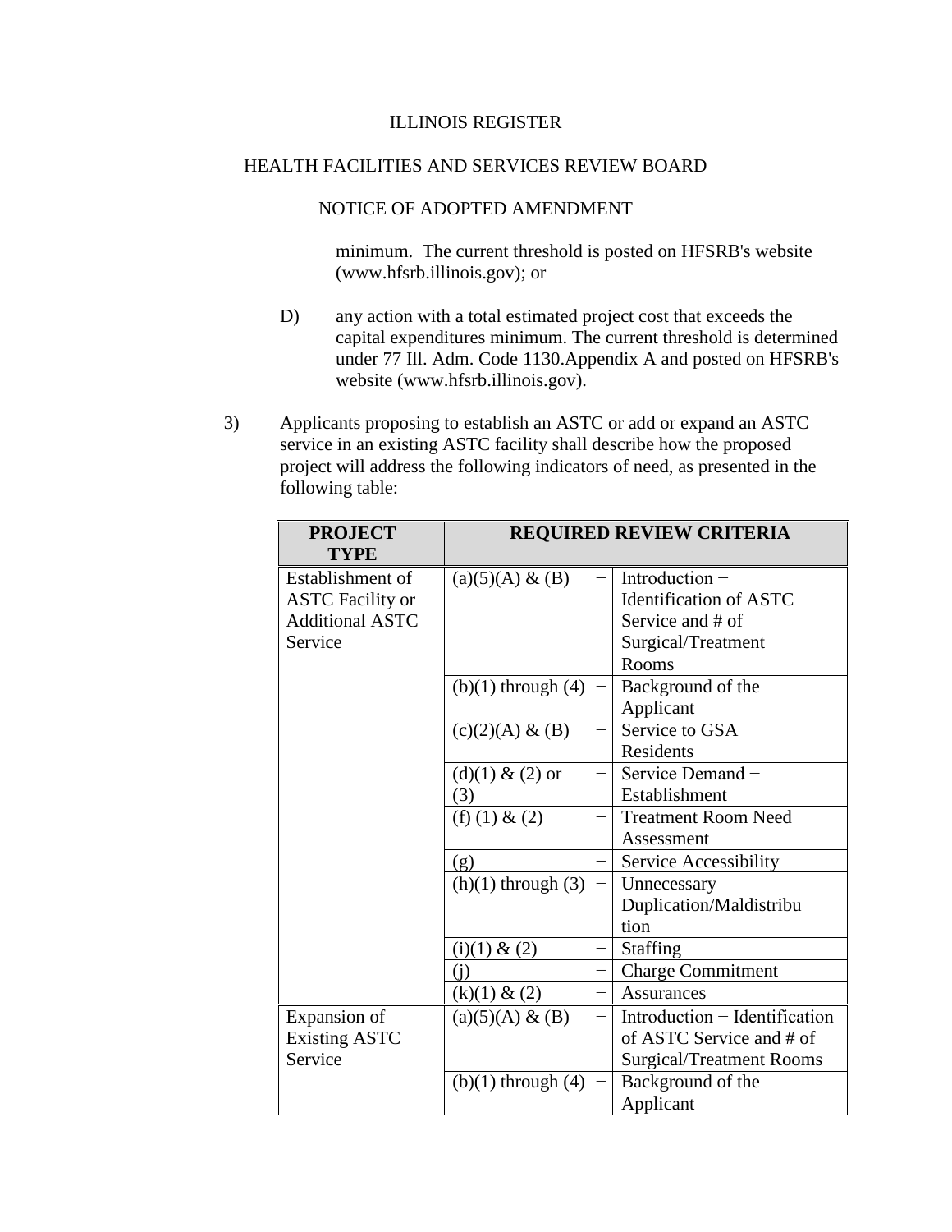minimum. The current threshold is posted on HFSRB's website (www.hfsrb.illinois.gov); or

D) any action with a total estimated project cost that exceeds the capital expenditures minimum. The current threshold is determined under 77 Ill. Adm. Code 1130.Appendix A and posted on HFSRB's website (www.hfsrb.illinois.gov).

3) Applicants proposing to establish an ASTC or add or expand an ASTC service in an existing ASTC facility shall describe how the proposed project will address the following indicators of need, as presented in the following table:

| **PROJECT TYPE** | **REQUIRED REVIEW CRITERIA** | | |
|---|---|---|---|
| Establishment of ASTC Facility or Additional ASTC Service | (a)(5)(A) & (B) | − | Introduction − Identification of ASTC Service and # of Surgical/Treatment Rooms |
| | (b)(1) through (4) | − | Background of the Applicant |
| | (c)(2)(A) & (B) | − | Service to GSA Residents |
| | (d)(1) & (2) or (3) | − | Service Demand − Establishment |
| | (f) (1) & (2) | − | Treatment Room Need Assessment |
| | (g) | − | Service Accessibility |
| | (h)(1) through (3) | − | Unnecessary Duplication/Maldistribution |
| | (i)(1) & (2) | − | Staffing |
| | (j) | − | Charge Commitment |
| | (k)(1) & (2) | − | Assurances |
| Expansion of Existing ASTC Service | (a)(5)(A) & (B) | − | Introduction − Identification of ASTC Service and # of Surgical/Treatment Rooms |
| | (b)(1) through (4) | − | Background of the Applicant |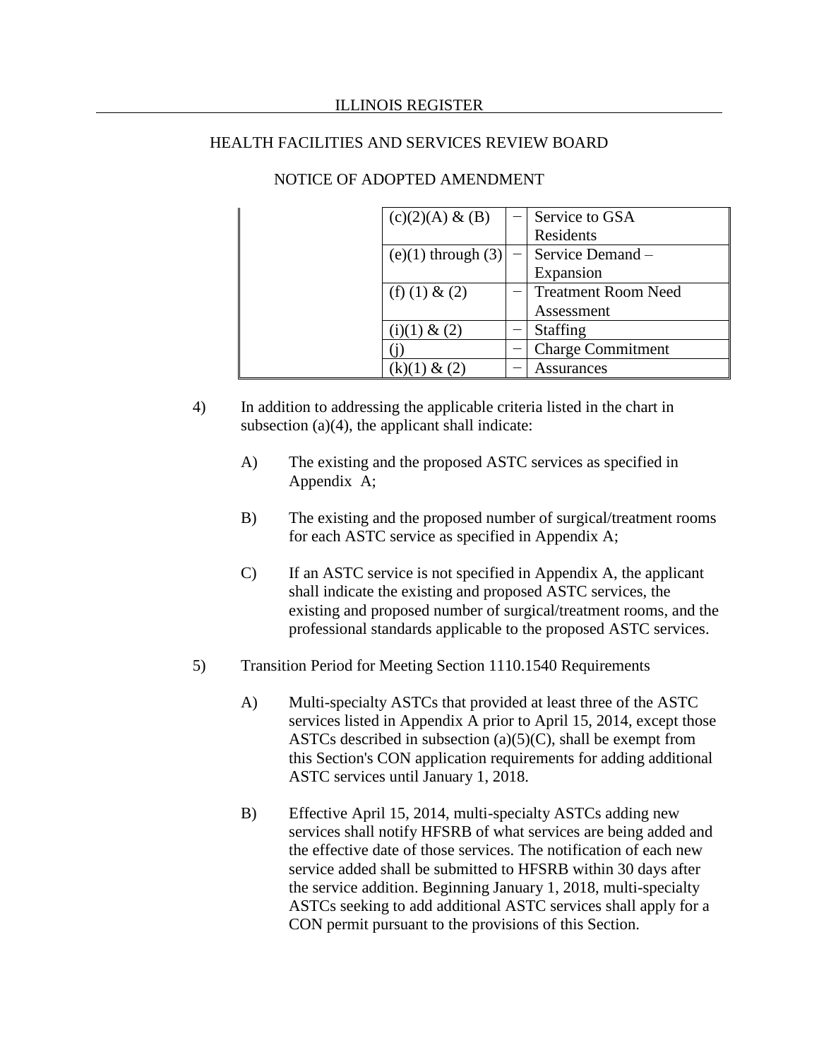| | | | |
|---|---|---|---|
| | (c)(2)(A) & (B) | − | Service to GSA Residents |
| | (e)(1) through (3) | − | Service Demand – Expansion |
| | (f) (1) & (2) | − | Treatment Room Need Assessment |
| | (i)(1) & (2) | − | Staffing |
| | (j) | − | Charge Commitment |
| | (k)(1) & (2) | − | Assurances |

4) In addition to addressing the applicable criteria listed in the chart in subsection (a)(4), the applicant shall indicate:

A) The existing and the proposed ASTC services as specified in Appendix A;

B) The existing and the proposed number of surgical/treatment rooms for each ASTC service as specified in Appendix A;

C) If an ASTC service is not specified in Appendix A, the applicant shall indicate the existing and proposed ASTC services, the existing and proposed number of surgical/treatment rooms, and the professional standards applicable to the proposed ASTC services.

5) Transition Period for Meeting Section 1110.1540 Requirements

A) Multi-specialty ASTCs that provided at least three of the ASTC services listed in Appendix A prior to April 15, 2014, except those ASTCs described in subsection (a)(5)(C), shall be exempt from this Section's CON application requirements for adding additional ASTC services until January 1, 2018.

B) Effective April 15, 2014, multi-specialty ASTCs adding new services shall notify HFSRB of what services are being added and the effective date of those services. The notification of each new service added shall be submitted to HFSRB within 30 days after the service addition. Beginning January 1, 2018, multi-specialty ASTCs seeking to add additional ASTC services shall apply for a CON permit pursuant to the provisions of this Section.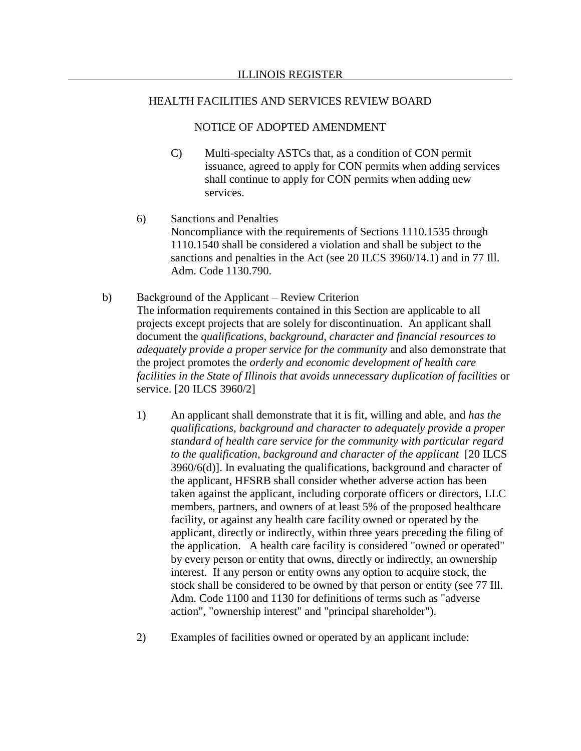C) Multi-specialty ASTCs that, as a condition of CON permit issuance, agreed to apply for CON permits when adding services shall continue to apply for CON permits when adding new services.

6) Sanctions and Penalties
Noncompliance with the requirements of Sections 1110.1535 through 1110.1540 shall be considered a violation and shall be subject to the sanctions and penalties in the Act (see 20 ILCS 3960/14.1) and in 77 Ill. Adm. Code 1130.790.

b) Background of the Applicant – Review Criterion
The information requirements contained in this Section are applicable to all projects except projects that are solely for discontinuation. An applicant shall document the *qualifications, background, character and financial resources to adequately provide a proper service for the community* and also demonstrate that the project promotes the *orderly and economic development of health care facilities in the State of Illinois that avoids unnecessary duplication of facilities* or service. [20 ILCS 3960/2]

1) An applicant shall demonstrate that it is fit, willing and able, and *has the qualifications, background and character to adequately provide a proper standard of health care service for the community with particular regard to the qualification, background and character of the applicant* [20 ILCS 3960/6(d)]. In evaluating the qualifications, background and character of the applicant, HFSRB shall consider whether adverse action has been taken against the applicant, including corporate officers or directors, LLC members, partners, and owners of at least 5% of the proposed healthcare facility, or against any health care facility owned or operated by the applicant, directly or indirectly, within three years preceding the filing of the application. A health care facility is considered "owned or operated" by every person or entity that owns, directly or indirectly, an ownership interest. If any person or entity owns any option to acquire stock, the stock shall be considered to be owned by that person or entity (see 77 Ill. Adm. Code 1100 and 1130 for definitions of terms such as "adverse action", "ownership interest" and "principal shareholder").

2) Examples of facilities owned or operated by an applicant include: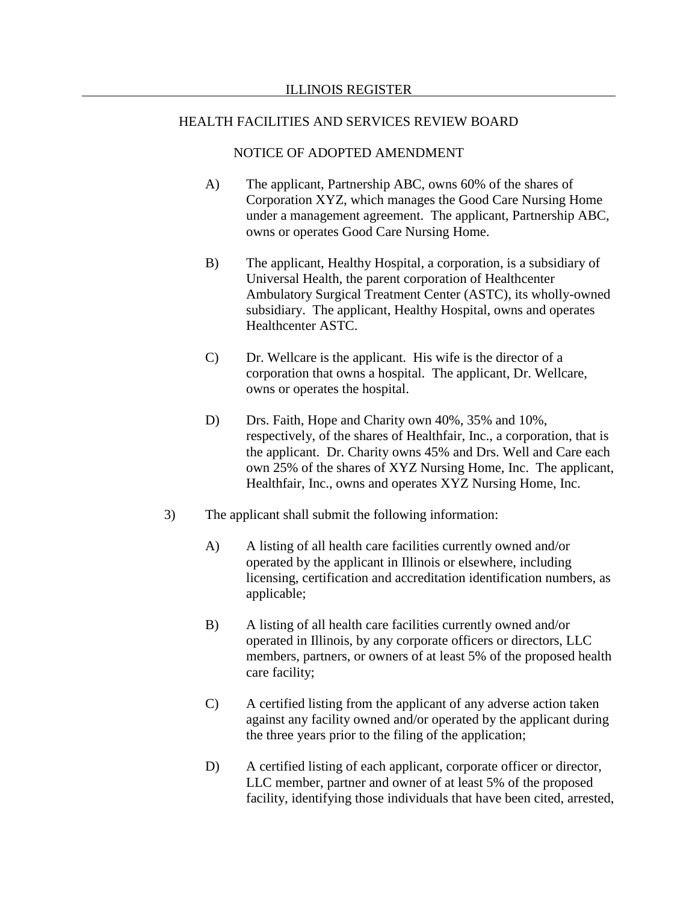A) The applicant, Partnership ABC, owns 60% of the shares of Corporation XYZ, which manages the Good Care Nursing Home under a management agreement. The applicant, Partnership ABC, owns or operates Good Care Nursing Home.

B) The applicant, Healthy Hospital, a corporation, is a subsidiary of Universal Health, the parent corporation of Healthcenter Ambulatory Surgical Treatment Center (ASTC), its wholly-owned subsidiary. The applicant, Healthy Hospital, owns and operates Healthcenter ASTC.

C) Dr. Wellcare is the applicant. His wife is the director of a corporation that owns a hospital. The applicant, Dr. Wellcare, owns or operates the hospital.

D) Drs. Faith, Hope and Charity own 40%, 35% and 10%, respectively, of the shares of Healthfair, Inc., a corporation, that is the applicant. Dr. Charity owns 45% and Drs. Well and Care each own 25% of the shares of XYZ Nursing Home, Inc. The applicant, Healthfair, Inc., owns and operates XYZ Nursing Home, Inc.

3) The applicant shall submit the following information:

A) A listing of all health care facilities currently owned and/or operated by the applicant in Illinois or elsewhere, including licensing, certification and accreditation identification numbers, as applicable;

B) A listing of all health care facilities currently owned and/or operated in Illinois, by any corporate officers or directors, LLC members, partners, or owners of at least 5% of the proposed health care facility;

C) A certified listing from the applicant of any adverse action taken against any facility owned and/or operated by the applicant during the three years prior to the filing of the application;

D) A certified listing of each applicant, corporate officer or director, LLC member, partner and owner of at least 5% of the proposed facility, identifying those individuals that have been cited, arrested,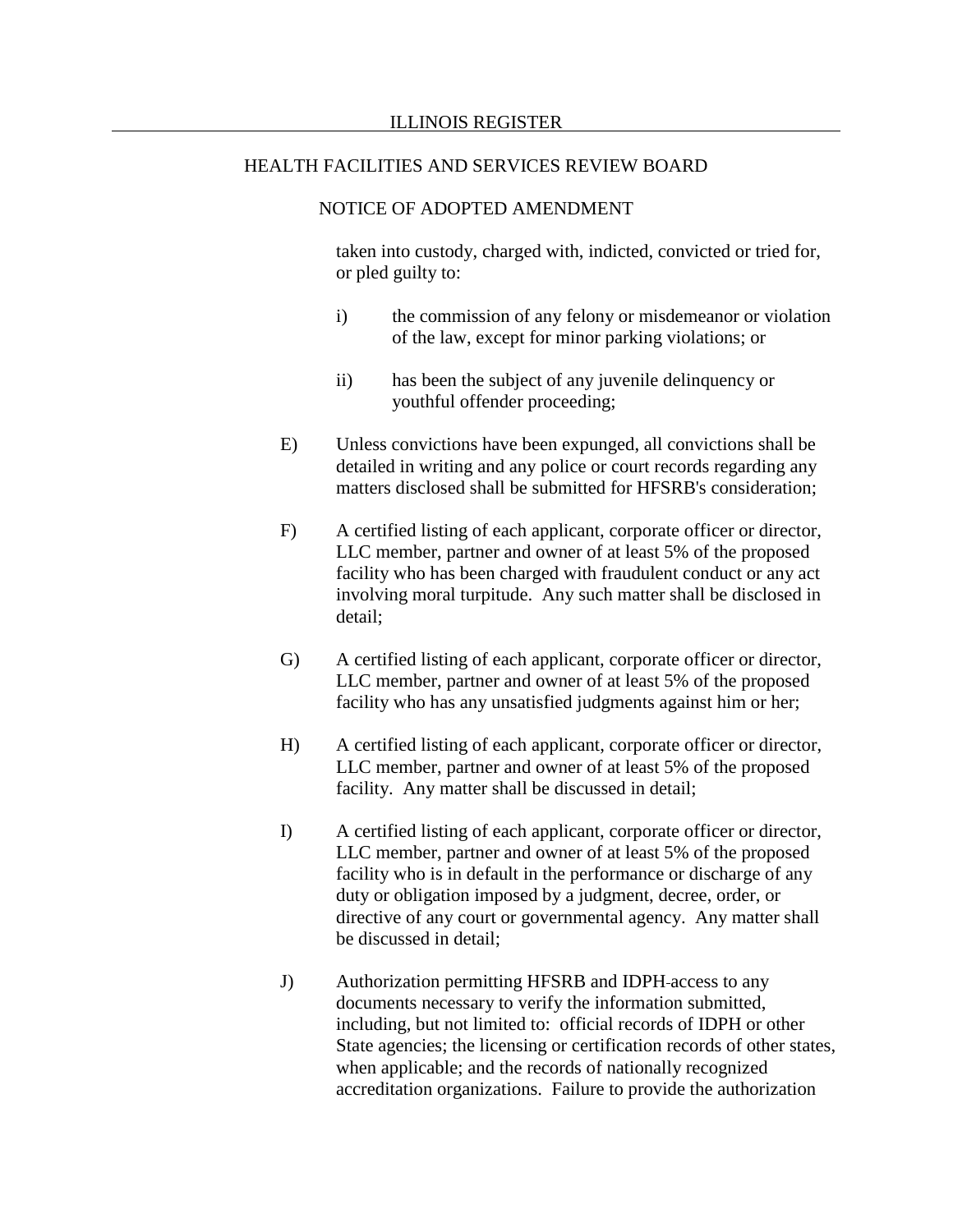taken into custody, charged with, indicted, convicted or tried for, or pled guilty to:

i) the commission of any felony or misdemeanor or violation of the law, except for minor parking violations; or

ii) has been the subject of any juvenile delinquency or youthful offender proceeding;

E) Unless convictions have been expunged, all convictions shall be detailed in writing and any police or court records regarding any matters disclosed shall be submitted for HFSRB's consideration;

F) A certified listing of each applicant, corporate officer or director, LLC member, partner and owner of at least 5% of the proposed facility who has been charged with fraudulent conduct or any act involving moral turpitude. Any such matter shall be disclosed in detail;

G) A certified listing of each applicant, corporate officer or director, LLC member, partner and owner of at least 5% of the proposed facility who has any unsatisfied judgments against him or her;

H) A certified listing of each applicant, corporate officer or director, LLC member, partner and owner of at least 5% of the proposed facility. Any matter shall be discussed in detail;

I) A certified listing of each applicant, corporate officer or director, LLC member, partner and owner of at least 5% of the proposed facility who is in default in the performance or discharge of any duty or obligation imposed by a judgment, decree, order, or directive of any court or governmental agency. Any matter shall be discussed in detail;

J) Authorization permitting HFSRB and IDPH access to any documents necessary to verify the information submitted, including, but not limited to: official records of IDPH or other State agencies; the licensing or certification records of other states, when applicable; and the records of nationally recognized accreditation organizations. Failure to provide the authorization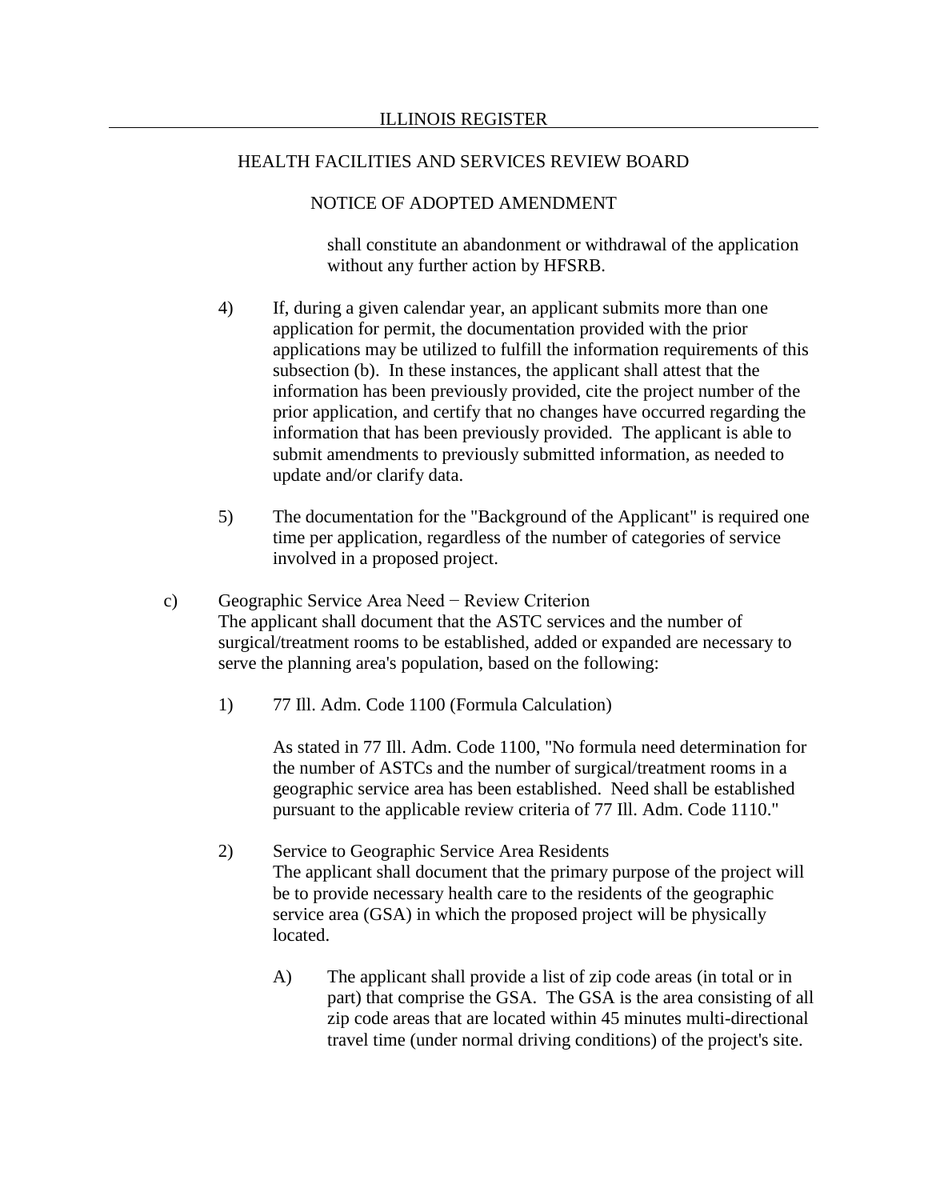shall constitute an abandonment or withdrawal of the application without any further action by HFSRB.

4) If, during a given calendar year, an applicant submits more than one application for permit, the documentation provided with the prior applications may be utilized to fulfill the information requirements of this subsection (b). In these instances, the applicant shall attest that the information has been previously provided, cite the project number of the prior application, and certify that no changes have occurred regarding the information that has been previously provided. The applicant is able to submit amendments to previously submitted information, as needed to update and/or clarify data.

5) The documentation for the "Background of the Applicant" is required one time per application, regardless of the number of categories of service involved in a proposed project.

c) Geographic Service Area Need − Review Criterion
The applicant shall document that the ASTC services and the number of surgical/treatment rooms to be established, added or expanded are necessary to serve the planning area's population, based on the following:

1) 77 Ill. Adm. Code 1100 (Formula Calculation)

As stated in 77 Ill. Adm. Code 1100, "No formula need determination for the number of ASTCs and the number of surgical/treatment rooms in a geographic service area has been established. Need shall be established pursuant to the applicable review criteria of 77 Ill. Adm. Code 1110."

2) Service to Geographic Service Area Residents
The applicant shall document that the primary purpose of the project will be to provide necessary health care to the residents of the geographic service area (GSA) in which the proposed project will be physically located.

A) The applicant shall provide a list of zip code areas (in total or in part) that comprise the GSA. The GSA is the area consisting of all zip code areas that are located within 45 minutes multi-directional travel time (under normal driving conditions) of the project's site.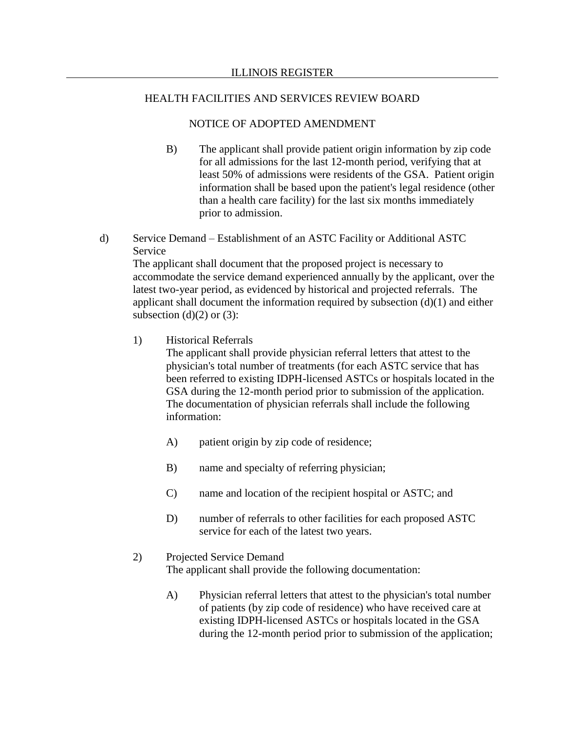B) The applicant shall provide patient origin information by zip code for all admissions for the last 12-month period, verifying that at least 50% of admissions were residents of the GSA. Patient origin information shall be based upon the patient's legal residence (other than a health care facility) for the last six months immediately prior to admission.

d) Service Demand – Establishment of an ASTC Facility or Additional ASTC Service

The applicant shall document that the proposed project is necessary to accommodate the service demand experienced annually by the applicant, over the latest two-year period, as evidenced by historical and projected referrals. The applicant shall document the information required by subsection (d)(1) and either subsection (d)(2) or (3):

1) Historical Referrals

The applicant shall provide physician referral letters that attest to the physician's total number of treatments (for each ASTC service that has been referred to existing IDPH-licensed ASTCs or hospitals located in the GSA during the 12-month period prior to submission of the application. The documentation of physician referrals shall include the following information:

A) patient origin by zip code of residence;

B) name and specialty of referring physician;

C) name and location of the recipient hospital or ASTC; and

D) number of referrals to other facilities for each proposed ASTC service for each of the latest two years.

2) Projected Service Demand

The applicant shall provide the following documentation:

A) Physician referral letters that attest to the physician's total number of patients (by zip code of residence) who have received care at existing IDPH-licensed ASTCs or hospitals located in the GSA during the 12-month period prior to submission of the application;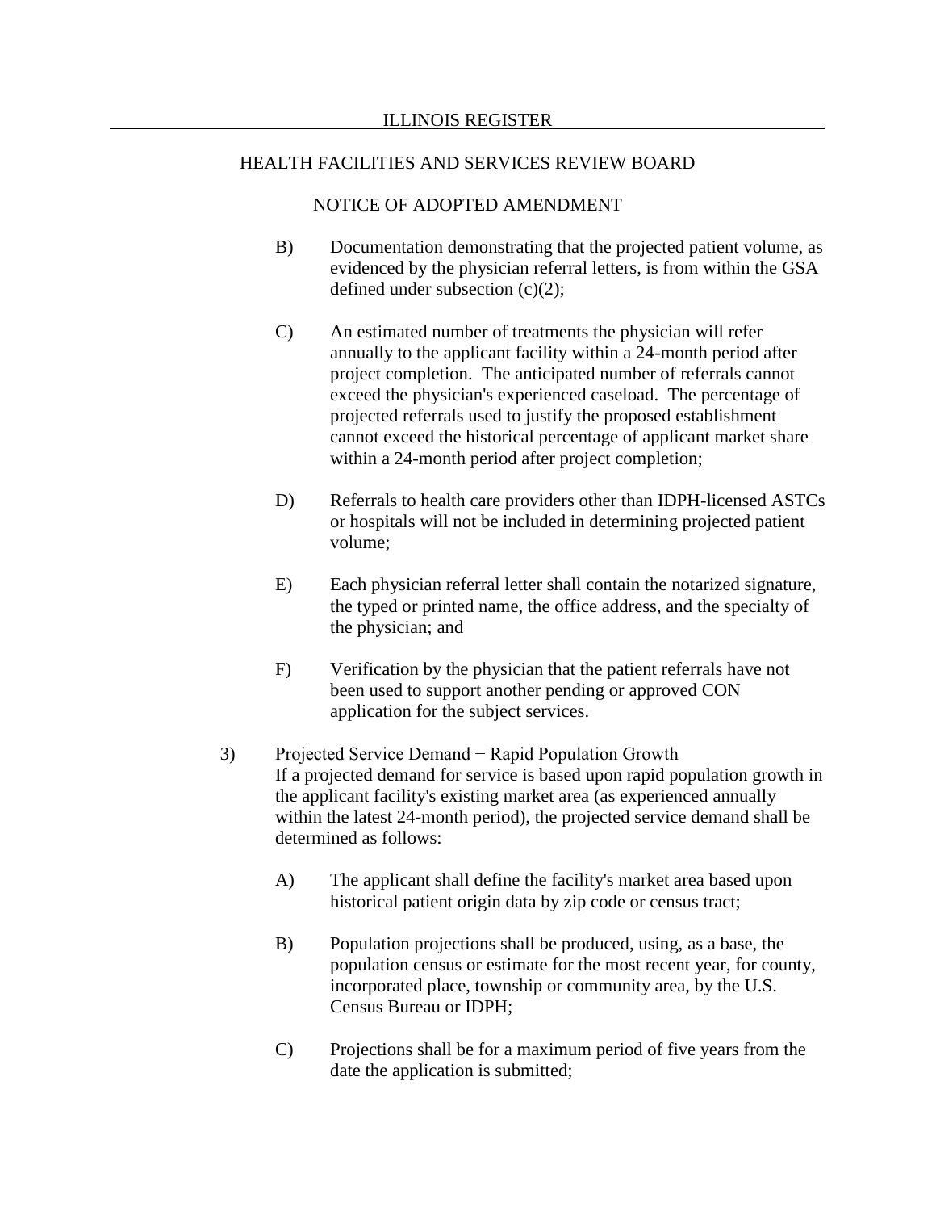B) Documentation demonstrating that the projected patient volume, as evidenced by the physician referral letters, is from within the GSA defined under subsection (c)(2);

C) An estimated number of treatments the physician will refer annually to the applicant facility within a 24-month period after project completion. The anticipated number of referrals cannot exceed the physician's experienced caseload. The percentage of projected referrals used to justify the proposed establishment cannot exceed the historical percentage of applicant market share within a 24-month period after project completion;

D) Referrals to health care providers other than IDPH-licensed ASTCs or hospitals will not be included in determining projected patient volume;

E) Each physician referral letter shall contain the notarized signature, the typed or printed name, the office address, and the specialty of the physician; and

F) Verification by the physician that the patient referrals have not been used to support another pending or approved CON application for the subject services.

3) Projected Service Demand − Rapid Population Growth
If a projected demand for service is based upon rapid population growth in the applicant facility's existing market area (as experienced annually within the latest 24-month period), the projected service demand shall be determined as follows:

A) The applicant shall define the facility's market area based upon historical patient origin data by zip code or census tract;

B) Population projections shall be produced, using, as a base, the population census or estimate for the most recent year, for county, incorporated place, township or community area, by the U.S. Census Bureau or IDPH;

C) Projections shall be for a maximum period of five years from the date the application is submitted;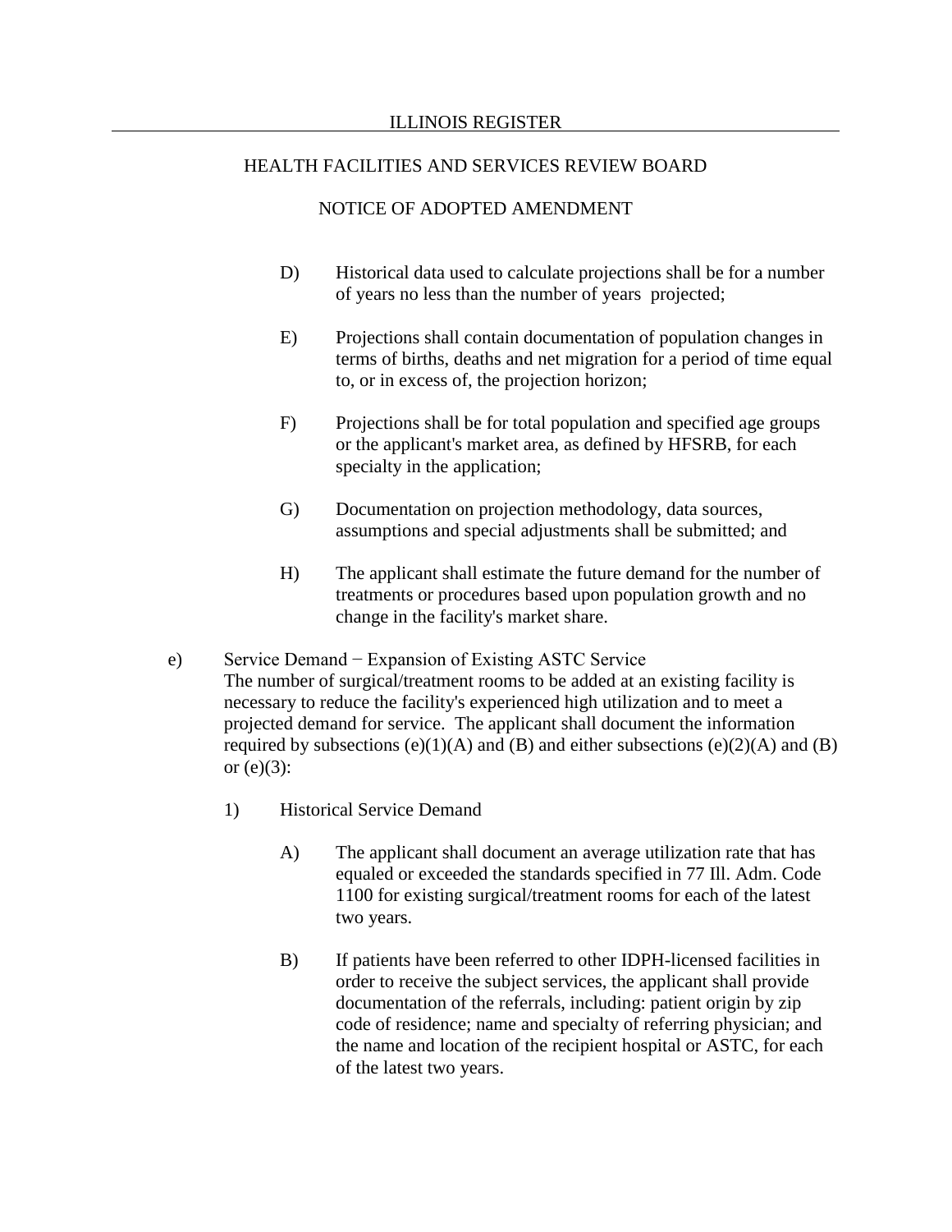D) Historical data used to calculate projections shall be for a number of years no less than the number of years projected;

E) Projections shall contain documentation of population changes in terms of births, deaths and net migration for a period of time equal to, or in excess of, the projection horizon;

F) Projections shall be for total population and specified age groups or the applicant's market area, as defined by HFSRB, for each specialty in the application;

G) Documentation on projection methodology, data sources, assumptions and special adjustments shall be submitted; and

H) The applicant shall estimate the future demand for the number of treatments or procedures based upon population growth and no change in the facility's market share.

e) Service Demand − Expansion of Existing ASTC Service
The number of surgical/treatment rooms to be added at an existing facility is necessary to reduce the facility's experienced high utilization and to meet a projected demand for service. The applicant shall document the information required by subsections (e)(1)(A) and (B) and either subsections (e)(2)(A) and (B) or (e)(3):

1) Historical Service Demand

A) The applicant shall document an average utilization rate that has equaled or exceeded the standards specified in 77 Ill. Adm. Code 1100 for existing surgical/treatment rooms for each of the latest two years.

B) If patients have been referred to other IDPH-licensed facilities in order to receive the subject services, the applicant shall provide documentation of the referrals, including: patient origin by zip code of residence; name and specialty of referring physician; and the name and location of the recipient hospital or ASTC, for each of the latest two years.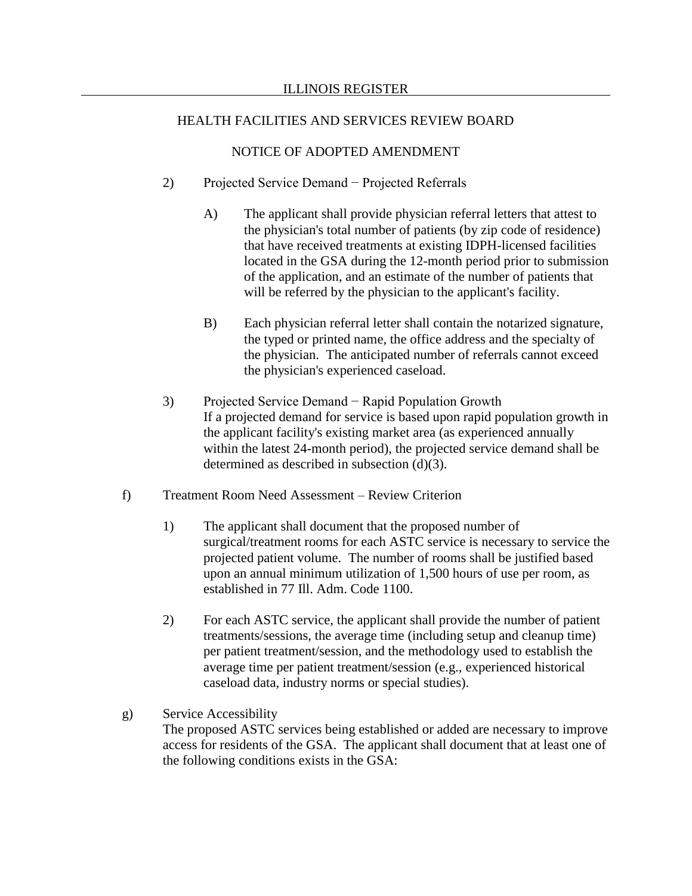2) Projected Service Demand − Projected Referrals

   A) The applicant shall provide physician referral letters that attest to the physician's total number of patients (by zip code of residence) that have received treatments at existing IDPH-licensed facilities located in the GSA during the 12-month period prior to submission of the application, and an estimate of the number of patients that will be referred by the physician to the applicant's facility.

   B) Each physician referral letter shall contain the notarized signature, the typed or printed name, the office address and the specialty of the physician. The anticipated number of referrals cannot exceed the physician's experienced caseload.

3) Projected Service Demand − Rapid Population Growth
   If a projected demand for service is based upon rapid population growth in the applicant facility's existing market area (as experienced annually within the latest 24-month period), the projected service demand shall be determined as described in subsection (d)(3).

f) Treatment Room Need Assessment – Review Criterion

   1) The applicant shall document that the proposed number of surgical/treatment rooms for each ASTC service is necessary to service the projected patient volume. The number of rooms shall be justified based upon an annual minimum utilization of 1,500 hours of use per room, as established in 77 Ill. Adm. Code 1100.

   2) For each ASTC service, the applicant shall provide the number of patient treatments/sessions, the average time (including setup and cleanup time) per patient treatment/session, and the methodology used to establish the average time per patient treatment/session (e.g., experienced historical caseload data, industry norms or special studies).

g) Service Accessibility
   The proposed ASTC services being established or added are necessary to improve access for residents of the GSA. The applicant shall document that at least one of the following conditions exists in the GSA: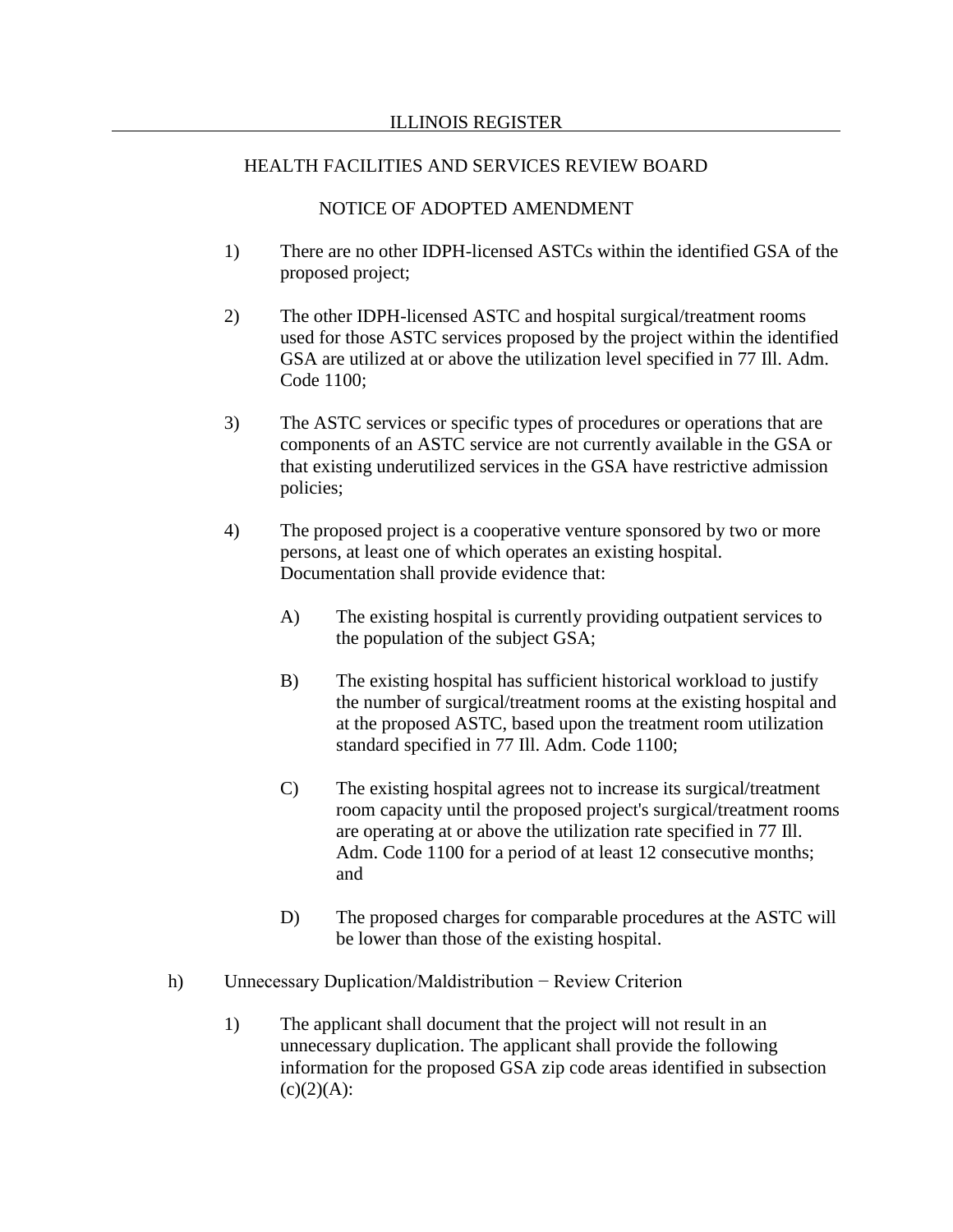1) There are no other IDPH-licensed ASTCs within the identified GSA of the proposed project;

2) The other IDPH-licensed ASTC and hospital surgical/treatment rooms used for those ASTC services proposed by the project within the identified GSA are utilized at or above the utilization level specified in 77 Ill. Adm. Code 1100;

3) The ASTC services or specific types of procedures or operations that are components of an ASTC service are not currently available in the GSA or that existing underutilized services in the GSA have restrictive admission policies;

4) The proposed project is a cooperative venture sponsored by two or more persons, at least one of which operates an existing hospital. Documentation shall provide evidence that:

   A) The existing hospital is currently providing outpatient services to the population of the subject GSA;

   B) The existing hospital has sufficient historical workload to justify the number of surgical/treatment rooms at the existing hospital and at the proposed ASTC, based upon the treatment room utilization standard specified in 77 Ill. Adm. Code 1100;

   C) The existing hospital agrees not to increase its surgical/treatment room capacity until the proposed project's surgical/treatment rooms are operating at or above the utilization rate specified in 77 Ill. Adm. Code 1100 for a period of at least 12 consecutive months; and

   D) The proposed charges for comparable procedures at the ASTC will be lower than those of the existing hospital.

h) Unnecessary Duplication/Maldistribution − Review Criterion

1) The applicant shall document that the project will not result in an unnecessary duplication. The applicant shall provide the following information for the proposed GSA zip code areas identified in subsection (c)(2)(A):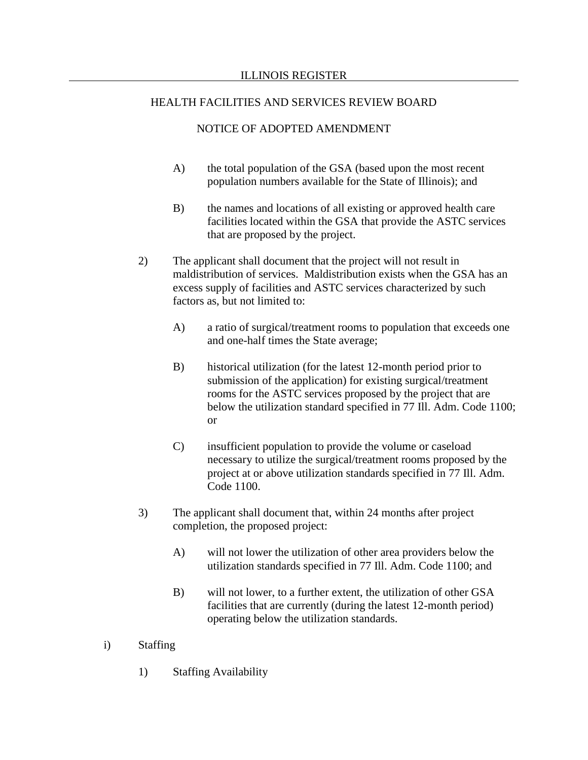A) the total population of the GSA (based upon the most recent population numbers available for the State of Illinois); and

B) the names and locations of all existing or approved health care facilities located within the GSA that provide the ASTC services that are proposed by the project.

2) The applicant shall document that the project will not result in maldistribution of services. Maldistribution exists when the GSA has an excess supply of facilities and ASTC services characterized by such factors as, but not limited to:

A) a ratio of surgical/treatment rooms to population that exceeds one and one-half times the State average;

B) historical utilization (for the latest 12-month period prior to submission of the application) for existing surgical/treatment rooms for the ASTC services proposed by the project that are below the utilization standard specified in 77 Ill. Adm. Code 1100; or

C) insufficient population to provide the volume or caseload necessary to utilize the surgical/treatment rooms proposed by the project at or above utilization standards specified in 77 Ill. Adm. Code 1100.

3) The applicant shall document that, within 24 months after project completion, the proposed project:

A) will not lower the utilization of other area providers below the utilization standards specified in 77 Ill. Adm. Code 1100; and

B) will not lower, to a further extent, the utilization of other GSA facilities that are currently (during the latest 12-month period) operating below the utilization standards.

i) Staffing

1) Staffing Availability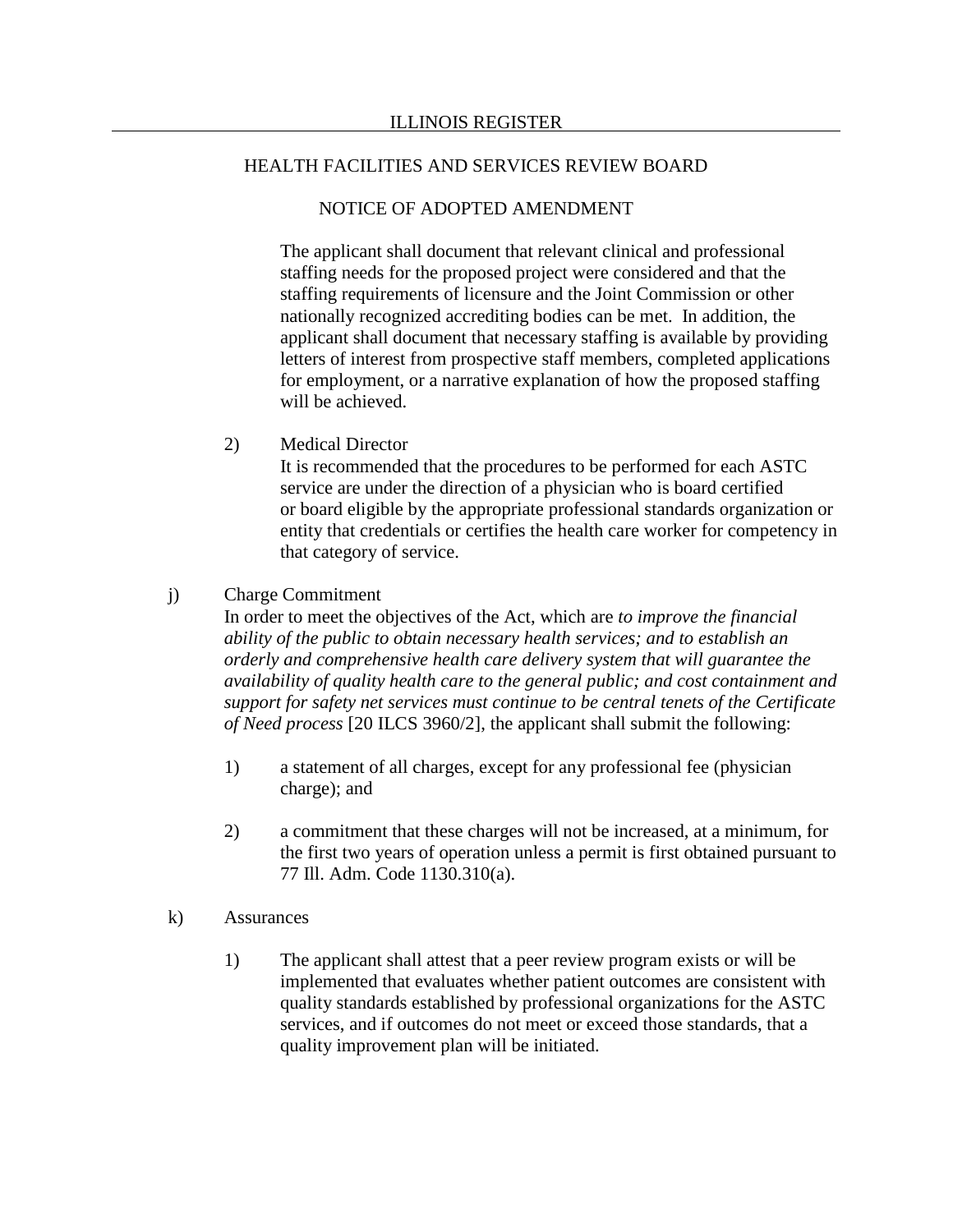The applicant shall document that relevant clinical and professional staffing needs for the proposed project were considered and that the staffing requirements of licensure and the Joint Commission or other nationally recognized accrediting bodies can be met. In addition, the applicant shall document that necessary staffing is available by providing letters of interest from prospective staff members, completed applications for employment, or a narrative explanation of how the proposed staffing will be achieved.

2) Medical Director
It is recommended that the procedures to be performed for each ASTC service are under the direction of a physician who is board certified or board eligible by the appropriate professional standards organization or entity that credentials or certifies the health care worker for competency in that category of service.

j) Charge Commitment
In order to meet the objectives of the Act, which are *to improve the financial ability of the public to obtain necessary health services; and to establish an orderly and comprehensive health care delivery system that will guarantee the availability of quality health care to the general public; and cost containment and support for safety net services must continue to be central tenets of the Certificate of Need process* [20 ILCS 3960/2], the applicant shall submit the following:

1) a statement of all charges, except for any professional fee (physician charge); and

2) a commitment that these charges will not be increased, at a minimum, for the first two years of operation unless a permit is first obtained pursuant to 77 Ill. Adm. Code 1130.310(a).

k) Assurances

1) The applicant shall attest that a peer review program exists or will be implemented that evaluates whether patient outcomes are consistent with quality standards established by professional organizations for the ASTC services, and if outcomes do not meet or exceed those standards, that a quality improvement plan will be initiated.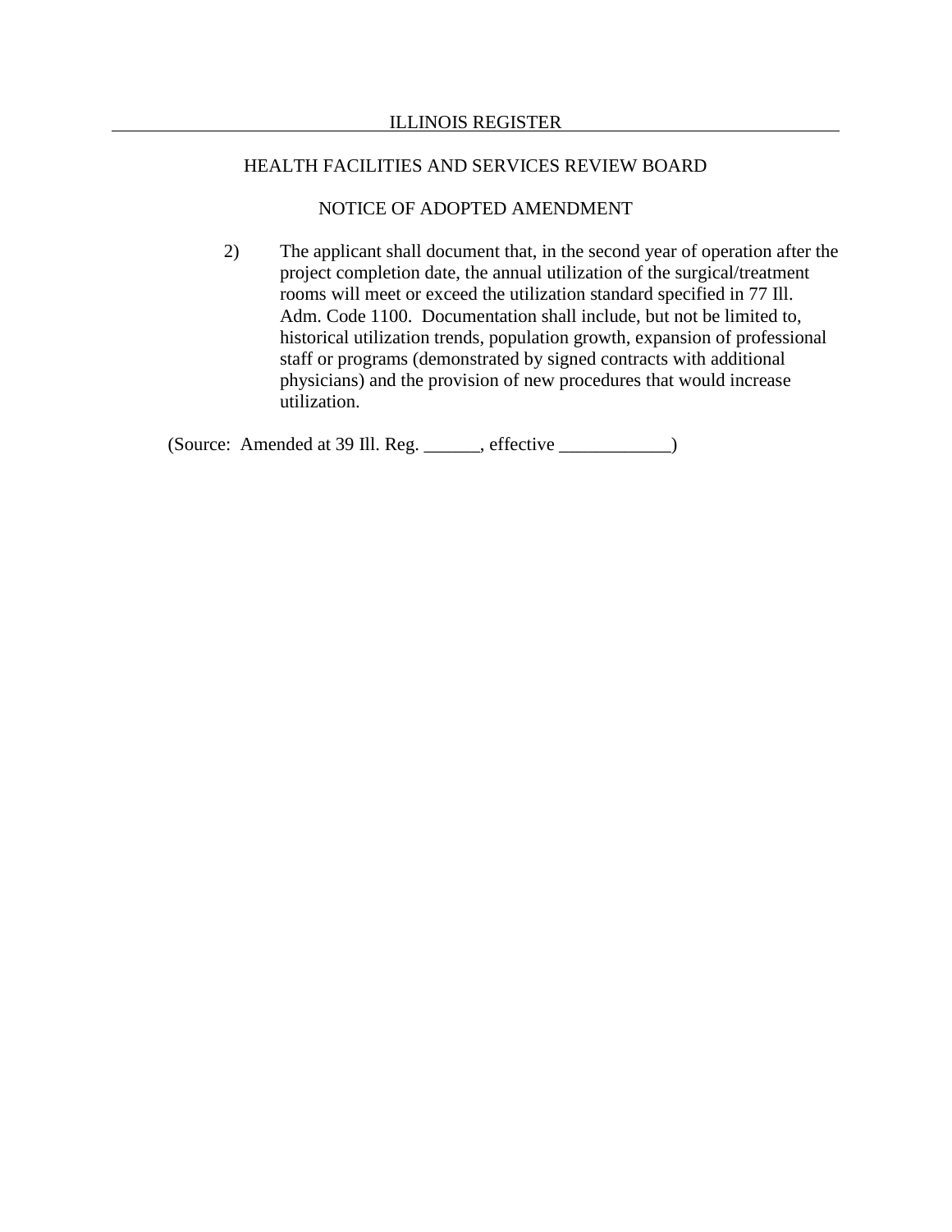2) The applicant shall document that, in the second year of operation after the project completion date, the annual utilization of the surgical/treatment rooms will meet or exceed the utilization standard specified in 77 Ill. Adm. Code 1100. Documentation shall include, but not be limited to, historical utilization trends, population growth, expansion of professional staff or programs (demonstrated by signed contracts with additional physicians) and the provision of new procedures that would increase utilization.

(Source: Amended at 39 Ill. Reg. ______, effective ____________)